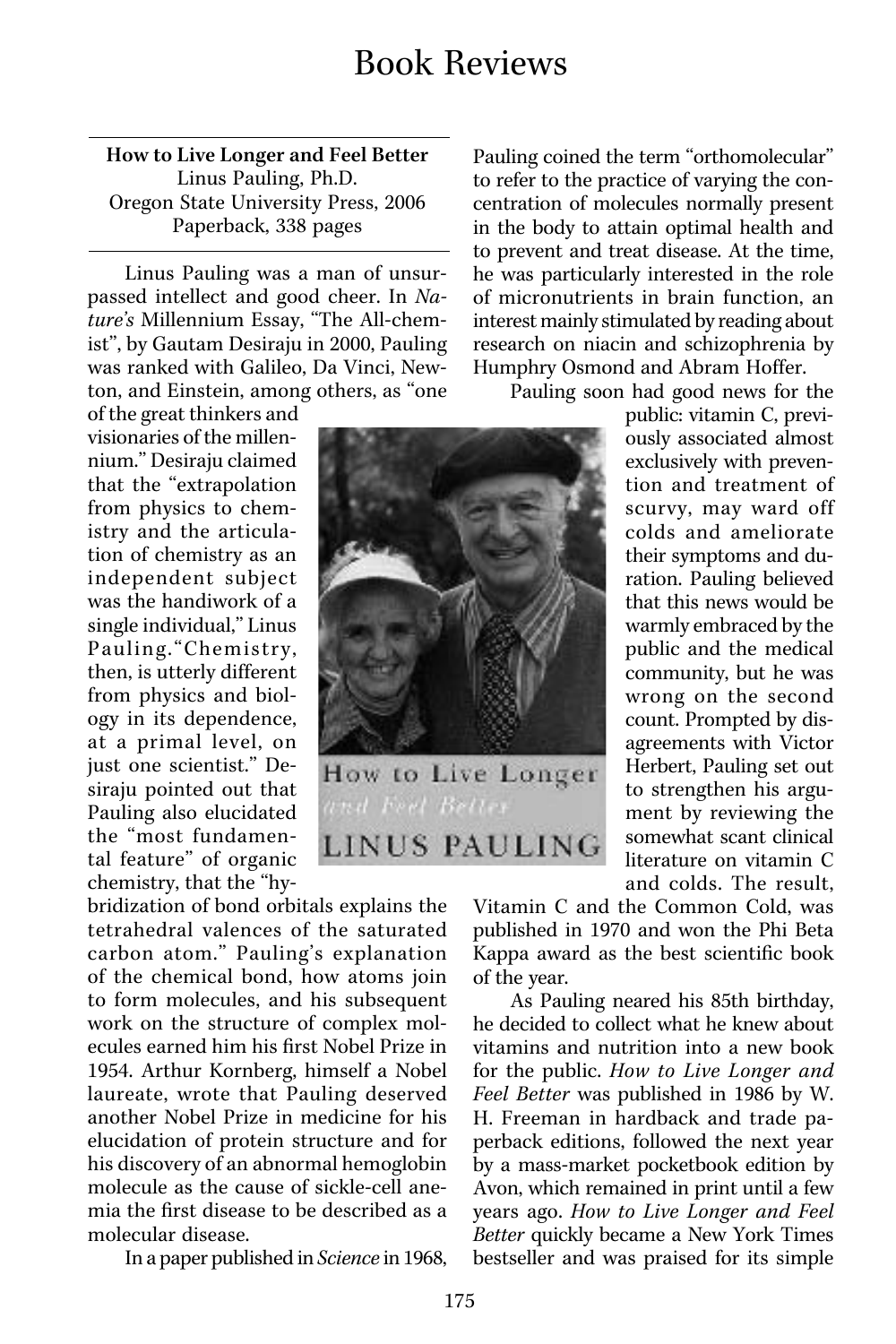# Book Reviews

**How to Live Longer and Feel Better**
Linus Pauling, Ph.D.
Oregon State University Press, 2006
Paperback, 338 pages

Linus Pauling was a man of unsurpassed intellect and good cheer. In *Nature's* Millennium Essay, "The All-chemist", by Gautam Desiraju in 2000, Pauling was ranked with Galileo, Da Vinci, Newton, and Einstein, among others, as "one of the great thinkers and visionaries of the millennium." Desiraju claimed that the "extrapolation from physics to chemistry and the articulation of chemistry as an independent subject was the handiwork of a single individual," Linus Pauling. "Chemistry, then, is utterly different from physics and biology in its dependence, at a primal level, on just one scientist." Desiraju pointed out that Pauling also elucidated the "most fundamental feature" of organic chemistry, that the "hybridization of bond orbitals explains the tetrahedral valences of the saturated carbon atom." Pauling's explanation of the chemical bond, how atoms join to form molecules, and his subsequent work on the structure of complex molecules earned him his first Nobel Prize in 1954. Arthur Kornberg, himself a Nobel laureate, wrote that Pauling deserved another Nobel Prize in medicine for his elucidation of protein structure and for his discovery of an abnormal hemoglobin molecule as the cause of sickle-cell anemia the first disease to be described as a molecular disease.

In a paper published in *Science* in 1968, Pauling coined the term "orthomolecular" to refer to the practice of varying the concentration of molecules normally present in the body to attain optimal health and to prevent and treat disease. At the time, he was particularly interested in the role of micronutrients in brain function, an interest mainly stimulated by reading about research on niacin and schizophrenia by Humphry Osmond and Abram Hoffer.

Pauling soon had good news for the public: vitamin C, previously associated almost exclusively with prevention and treatment of scurvy, may ward off colds and ameliorate their symptoms and duration. Pauling believed that this news would be warmly embraced by the public and the medical community, but he was wrong on the second count. Prompted by disagreements with Victor Herbert, Pauling set out to strengthen his argument by reviewing the somewhat scant clinical literature on vitamin C and colds. The result, Vitamin C and the Common Cold, was published in 1970 and won the Phi Beta Kappa award as the best scientific book of the year.

As Pauling neared his 85th birthday, he decided to collect what he knew about vitamins and nutrition into a new book for the public. *How to Live Longer and Feel Better* was published in 1986 by W. H. Freeman in hardback and trade paperback editions, followed the next year by a mass-market pocketbook edition by Avon, which remained in print until a few years ago. *How to Live Longer and Feel Better* quickly became a New York Times bestseller and was praised for its simple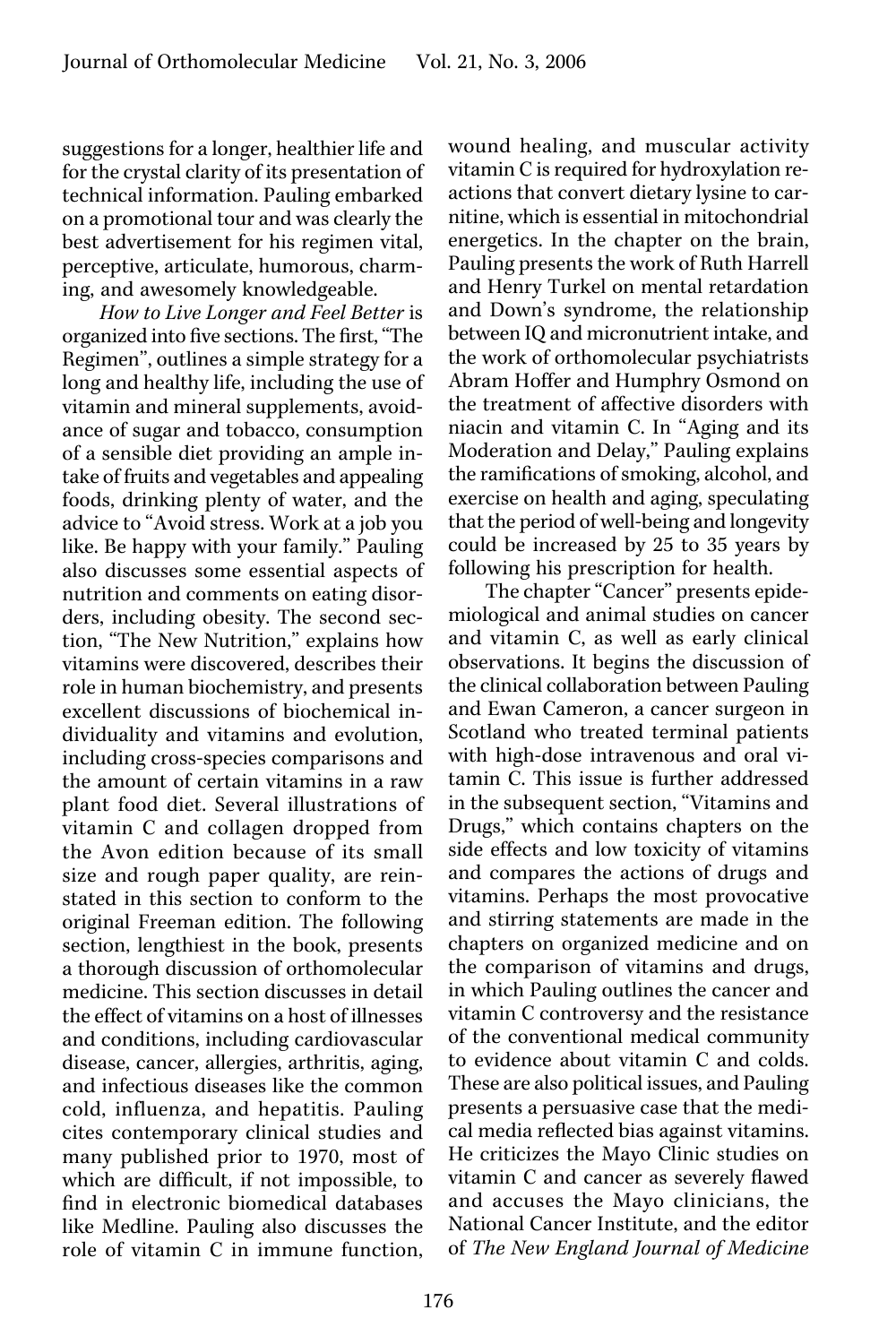suggestions for a longer, healthier life and for the crystal clarity of its presentation of technical information. Pauling embarked on a promotional tour and was clearly the best advertisement for his regimen vital, perceptive, articulate, humorous, charming, and awesomely knowledgeable.

*How to Live Longer and Feel Better* is organized into five sections. The first, "The Regimen", outlines a simple strategy for a long and healthy life, including the use of vitamin and mineral supplements, avoidance of sugar and tobacco, consumption of a sensible diet providing an ample intake of fruits and vegetables and appealing foods, drinking plenty of water, and the advice to "Avoid stress. Work at a job you like. Be happy with your family." Pauling also discusses some essential aspects of nutrition and comments on eating disorders, including obesity. The second section, "The New Nutrition," explains how vitamins were discovered, describes their role in human biochemistry, and presents excellent discussions of biochemical individuality and vitamins and evolution, including cross-species comparisons and the amount of certain vitamins in a raw plant food diet. Several illustrations of vitamin C and collagen dropped from the Avon edition because of its small size and rough paper quality, are reinstated in this section to conform to the original Freeman edition. The following section, lengthiest in the book, presents a thorough discussion of orthomolecular medicine. This section discusses in detail the effect of vitamins on a host of illnesses and conditions, including cardiovascular disease, cancer, allergies, arthritis, aging, and infectious diseases like the common cold, influenza, and hepatitis. Pauling cites contemporary clinical studies and many published prior to 1970, most of which are difficult, if not impossible, to find in electronic biomedical databases like Medline. Pauling also discusses the role of vitamin C in immune function, wound healing, and muscular activity vitamin C is required for hydroxylation reactions that convert dietary lysine to carnitine, which is essential in mitochondrial energetics. In the chapter on the brain, Pauling presents the work of Ruth Harrell and Henry Turkel on mental retardation and Down's syndrome, the relationship between IQ and micronutrient intake, and the work of orthomolecular psychiatrists Abram Hoffer and Humphry Osmond on the treatment of affective disorders with niacin and vitamin C. In "Aging and its Moderation and Delay," Pauling explains the ramifications of smoking, alcohol, and exercise on health and aging, speculating that the period of well-being and longevity could be increased by 25 to 35 years by following his prescription for health.

The chapter "Cancer" presents epidemiological and animal studies on cancer and vitamin C, as well as early clinical observations. It begins the discussion of the clinical collaboration between Pauling and Ewan Cameron, a cancer surgeon in Scotland who treated terminal patients with high-dose intravenous and oral vitamin C. This issue is further addressed in the subsequent section, "Vitamins and Drugs," which contains chapters on the side effects and low toxicity of vitamins and compares the actions of drugs and vitamins. Perhaps the most provocative and stirring statements are made in the chapters on organized medicine and on the comparison of vitamins and drugs, in which Pauling outlines the cancer and vitamin C controversy and the resistance of the conventional medical community to evidence about vitamin C and colds. These are also political issues, and Pauling presents a persuasive case that the medical media reflected bias against vitamins. He criticizes the Mayo Clinic studies on vitamin C and cancer as severely flawed and accuses the Mayo clinicians, the National Cancer Institute, and the editor of *The New England Journal of Medicine*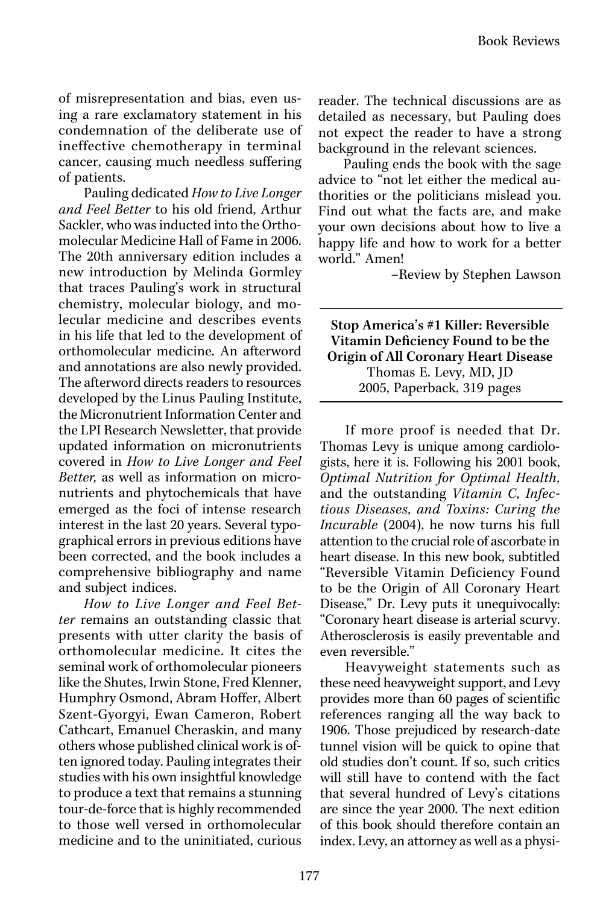of misrepresentation and bias, even using a rare exclamatory statement in his condemnation of the deliberate use of ineffective chemotherapy in terminal cancer, causing much needless suffering of patients.

Pauling dedicated *How to Live Longer and Feel Better* to his old friend, Arthur Sackler, who was inducted into the Orthomolecular Medicine Hall of Fame in 2006. The 20th anniversary edition includes a new introduction by Melinda Gormley that traces Pauling's work in structural chemistry, molecular biology, and molecular medicine and describes events in his life that led to the development of orthomolecular medicine. An afterword and annotations are also newly provided. The afterword directs readers to resources developed by the Linus Pauling Institute, the Micronutrient Information Center and the LPI Research Newsletter, that provide updated information on micronutrients covered in *How to Live Longer and Feel Better,* as well as information on micronutrients and phytochemicals that have emerged as the foci of intense research interest in the last 20 years. Several typographical errors in previous editions have been corrected, and the book includes a comprehensive bibliography and name and subject indices.

*How to Live Longer and Feel Better* remains an outstanding classic that presents with utter clarity the basis of orthomolecular medicine. It cites the seminal work of orthomolecular pioneers like the Shutes, Irwin Stone, Fred Klenner, Humphry Osmond, Abram Hoffer, Albert Szent-Gyorgyi, Ewan Cameron, Robert Cathcart, Emanuel Cheraskin, and many others whose published clinical work is often ignored today. Pauling integrates their studies with his own insightful knowledge to produce a text that remains a stunning tour-de-force that is highly recommended to those well versed in orthomolecular medicine and to the uninitiated, curious reader. The technical discussions are as detailed as necessary, but Pauling does not expect the reader to have a strong background in the relevant sciences.

Pauling ends the book with the sage advice to "not let either the medical authorities or the politicians mislead you. Find out what the facts are, and make your own decisions about how to live a happy life and how to work for a better world." Amen!

–Review by Stephen Lawson

---

**Stop America's #1 Killer: Reversible Vitamin Deficiency Found to be the Origin of All Coronary Heart Disease**
Thomas E. Levy, MD, JD
2005, Paperback, 319 pages

---

If more proof is needed that Dr. Thomas Levy is unique among cardiologists, here it is. Following his 2001 book, *Optimal Nutrition for Optimal Health,* and the outstanding *Vitamin C, Infectious Diseases, and Toxins: Curing the Incurable* (2004), he now turns his full attention to the crucial role of ascorbate in heart disease. In this new book, subtitled "Reversible Vitamin Deficiency Found to be the Origin of All Coronary Heart Disease," Dr. Levy puts it unequivocally: "Coronary heart disease is arterial scurvy. Atherosclerosis is easily preventable and even reversible."

Heavyweight statements such as these need heavyweight support, and Levy provides more than 60 pages of scientific references ranging all the way back to 1906. Those prejudiced by research-date tunnel vision will be quick to opine that old studies don't count. If so, such critics will still have to contend with the fact that several hundred of Levy's citations are since the year 2000. The next edition of this book should therefore contain an index. Levy, an attorney as well as a physi-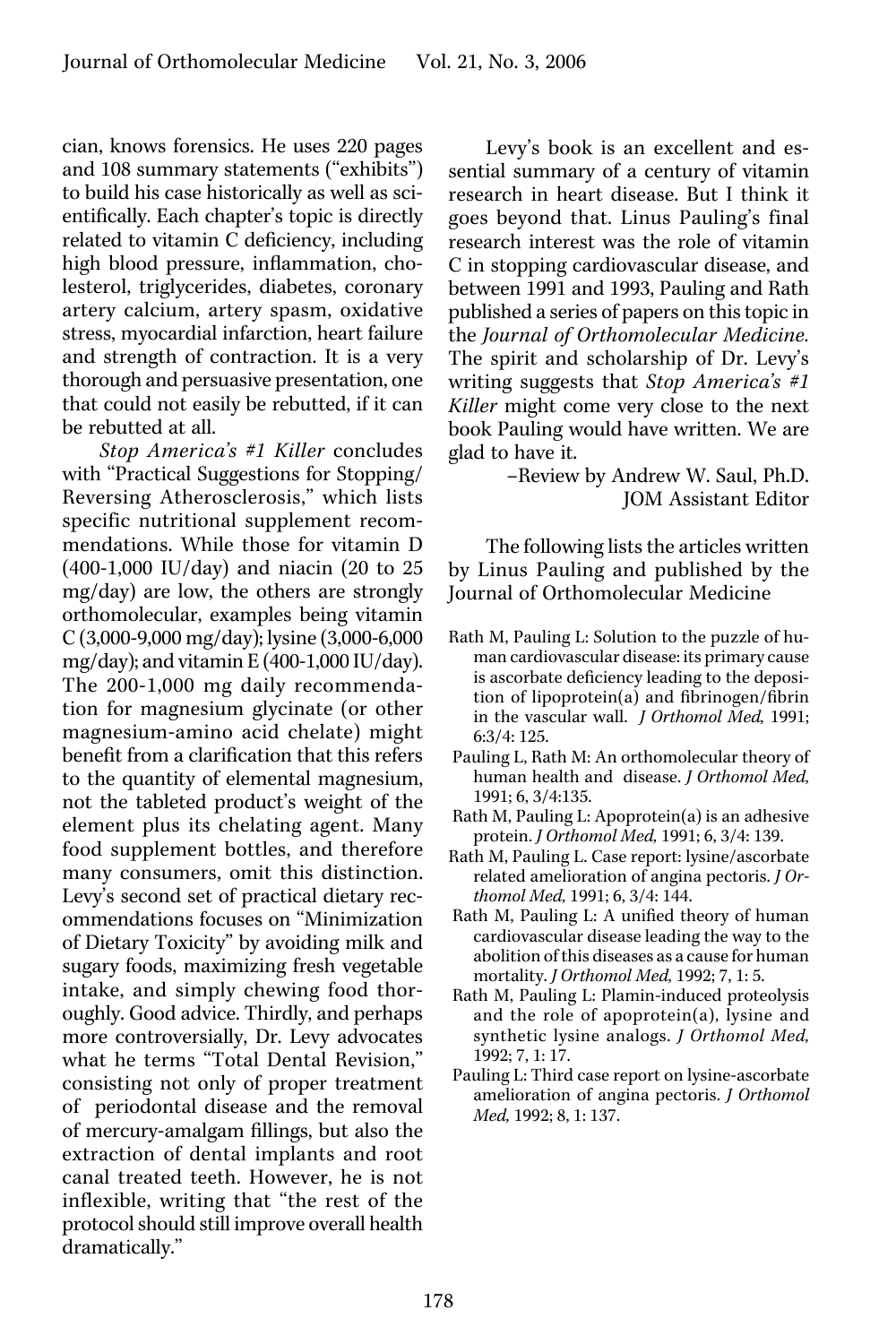cian, knows forensics. He uses 220 pages and 108 summary statements ("exhibits") to build his case historically as well as scientifically. Each chapter's topic is directly related to vitamin C deficiency, including high blood pressure, inflammation, cholesterol, triglycerides, diabetes, coronary artery calcium, artery spasm, oxidative stress, myocardial infarction, heart failure and strength of contraction. It is a very thorough and persuasive presentation, one that could not easily be rebutted, if it can be rebutted at all.

*Stop America's #1 Killer* concludes with "Practical Suggestions for Stopping/Reversing Atherosclerosis," which lists specific nutritional supplement recommendations. While those for vitamin D (400-1,000 IU/day) and niacin (20 to 25 mg/day) are low, the others are strongly orthomolecular, examples being vitamin C (3,000-9,000 mg/day); lysine (3,000-6,000 mg/day); and vitamin E (400-1,000 IU/day). The 200-1,000 mg daily recommendation for magnesium glycinate (or other magnesium-amino acid chelate) might benefit from a clarification that this refers to the quantity of elemental magnesium, not the tableted product's weight of the element plus its chelating agent. Many food supplement bottles, and therefore many consumers, omit this distinction. Levy's second set of practical dietary recommendations focuses on "Minimization of Dietary Toxicity" by avoiding milk and sugary foods, maximizing fresh vegetable intake, and simply chewing food thoroughly. Good advice. Thirdly, and perhaps more controversially, Dr. Levy advocates what he terms "Total Dental Revision," consisting not only of proper treatment of periodontal disease and the removal of mercury-amalgam fillings, but also the extraction of dental implants and root canal treated teeth. However, he is not inflexible, writing that "the rest of the protocol should still improve overall health dramatically."

Levy's book is an excellent and essential summary of a century of vitamin research in heart disease. But I think it goes beyond that. Linus Pauling's final research interest was the role of vitamin C in stopping cardiovascular disease, and between 1991 and 1993, Pauling and Rath published a series of papers on this topic in the *Journal of Orthomolecular Medicine.* The spirit and scholarship of Dr. Levy's writing suggests that *Stop America's #1 Killer* might come very close to the next book Pauling would have written. We are glad to have it.

–Review by Andrew W. Saul, Ph.D.
JOM Assistant Editor

The following lists the articles written by Linus Pauling and published by the Journal of Orthomolecular Medicine

- Rath M, Pauling L: Solution to the puzzle of human cardiovascular disease: its primary cause is ascorbate deficiency leading to the deposition of lipoprotein(a) and fibrinogen/fibrin in the vascular wall. *J Orthomol Med,* 1991; 6:3/4: 125.
- Pauling L, Rath M: An orthomolecular theory of human health and disease. *J Orthomol Med,* 1991; 6, 3/4:135.
- Rath M, Pauling L: Apoprotein(a) is an adhesive protein. *J Orthomol Med,* 1991; 6, 3/4: 139.
- Rath M, Pauling L. Case report: lysine/ascorbate related amelioration of angina pectoris. *J Orthomol Med,* 1991; 6, 3/4: 144.
- Rath M, Pauling L: A unified theory of human cardiovascular disease leading the way to the abolition of this diseases as a cause for human mortality. *J Orthomol Med,* 1992; 7, 1: 5.
- Rath M, Pauling L: Plamin-induced proteolysis and the role of apoprotein(a), lysine and synthetic lysine analogs. *J Orthomol Med,* 1992; 7, 1: 17.
- Pauling L: Third case report on lysine-ascorbate amelioration of angina pectoris. *J Orthomol Med,* 1992; 8, 1: 137.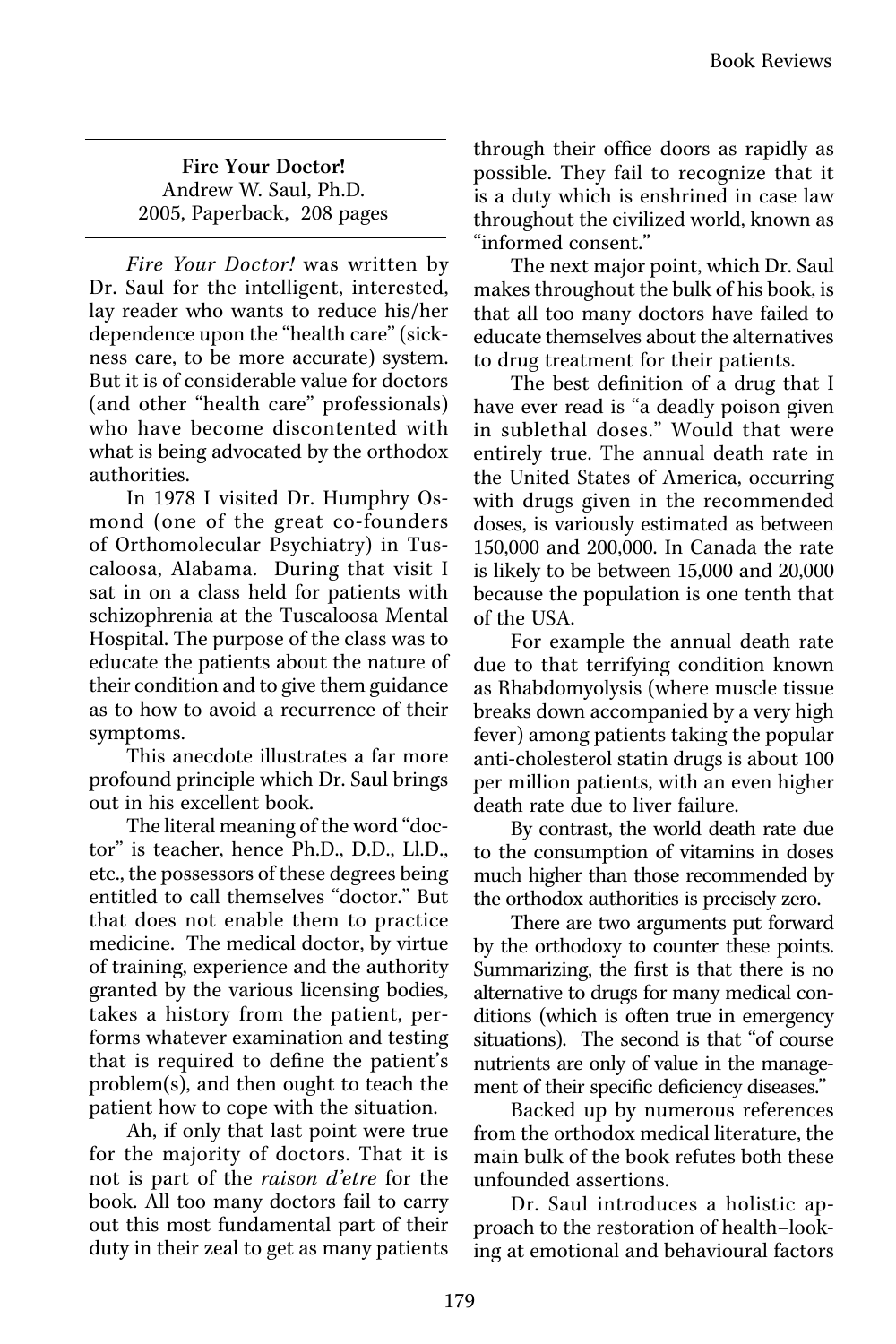**Fire Your Doctor!**
Andrew W. Saul, Ph.D.
2005, Paperback, 208 pages

*Fire Your Doctor!* was written by Dr. Saul for the intelligent, interested, lay reader who wants to reduce his/her dependence upon the "health care" (sickness care, to be more accurate) system. But it is of considerable value for doctors (and other "health care" professionals) who have become discontented with what is being advocated by the orthodox authorities.

In 1978 I visited Dr. Humphry Osmond (one of the great co-founders of Orthomolecular Psychiatry) in Tuscaloosa, Alabama. During that visit I sat in on a class held for patients with schizophrenia at the Tuscaloosa Mental Hospital. The purpose of the class was to educate the patients about the nature of their condition and to give them guidance as to how to avoid a recurrence of their symptoms.

This anecdote illustrates a far more profound principle which Dr. Saul brings out in his excellent book.

The literal meaning of the word "doctor" is teacher, hence Ph.D., D.D., Ll.D., etc., the possessors of these degrees being entitled to call themselves "doctor." But that does not enable them to practice medicine. The medical doctor, by virtue of training, experience and the authority granted by the various licensing bodies, takes a history from the patient, performs whatever examination and testing that is required to define the patient's problem(s), and then ought to teach the patient how to cope with the situation.

Ah, if only that last point were true for the majority of doctors. That it is not is part of the *raison d'etre* for the book. All too many doctors fail to carry out this most fundamental part of their duty in their zeal to get as many patients through their office doors as rapidly as possible. They fail to recognize that it is a duty which is enshrined in case law throughout the civilized world, known as "informed consent."

The next major point, which Dr. Saul makes throughout the bulk of his book, is that all too many doctors have failed to educate themselves about the alternatives to drug treatment for their patients.

The best definition of a drug that I have ever read is "a deadly poison given in sublethal doses." Would that were entirely true. The annual death rate in the United States of America, occurring with drugs given in the recommended doses, is variously estimated as between 150,000 and 200,000. In Canada the rate is likely to be between 15,000 and 20,000 because the population is one tenth that of the USA.

For example the annual death rate due to that terrifying condition known as Rhabdomyolysis (where muscle tissue breaks down accompanied by a very high fever) among patients taking the popular anti-cholesterol statin drugs is about 100 per million patients, with an even higher death rate due to liver failure.

By contrast, the world death rate due to the consumption of vitamins in doses much higher than those recommended by the orthodox authorities is precisely zero.

There are two arguments put forward by the orthodoxy to counter these points. Summarizing, the first is that there is no alternative to drugs for many medical conditions (which is often true in emergency situations). The second is that "of course nutrients are only of value in the management of their specific deficiency diseases."

Backed up by numerous references from the orthodox medical literature, the main bulk of the book refutes both these unfounded assertions.

Dr. Saul introduces a holistic approach to the restoration of health–looking at emotional and behavioural factors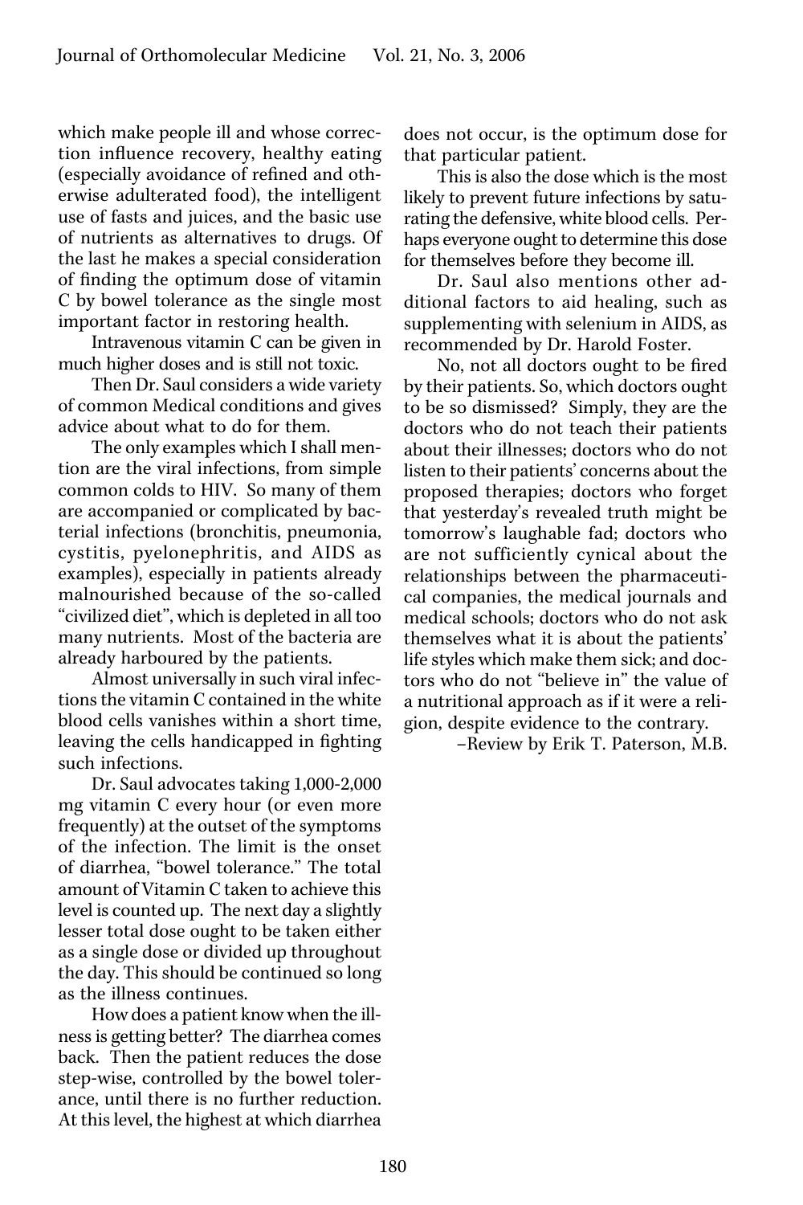which make people ill and whose correction influence recovery, healthy eating (especially avoidance of refined and otherwise adulterated food), the intelligent use of fasts and juices, and the basic use of nutrients as alternatives to drugs. Of the last he makes a special consideration of finding the optimum dose of vitamin C by bowel tolerance as the single most important factor in restoring health.

Intravenous vitamin C can be given in much higher doses and is still not toxic.

Then Dr. Saul considers a wide variety of common Medical conditions and gives advice about what to do for them.

The only examples which I shall mention are the viral infections, from simple common colds to HIV. So many of them are accompanied or complicated by bacterial infections (bronchitis, pneumonia, cystitis, pyelonephritis, and AIDS as examples), especially in patients already malnourished because of the so-called "civilized diet", which is depleted in all too many nutrients. Most of the bacteria are already harboured by the patients.

Almost universally in such viral infections the vitamin C contained in the white blood cells vanishes within a short time, leaving the cells handicapped in fighting such infections.

Dr. Saul advocates taking 1,000-2,000 mg vitamin C every hour (or even more frequently) at the outset of the symptoms of the infection. The limit is the onset of diarrhea, "bowel tolerance." The total amount of Vitamin C taken to achieve this level is counted up. The next day a slightly lesser total dose ought to be taken either as a single dose or divided up throughout the day. This should be continued so long as the illness continues.

How does a patient know when the illness is getting better? The diarrhea comes back. Then the patient reduces the dose step-wise, controlled by the bowel tolerance, until there is no further reduction. At this level, the highest at which diarrhea does not occur, is the optimum dose for that particular patient.

This is also the dose which is the most likely to prevent future infections by saturating the defensive, white blood cells. Perhaps everyone ought to determine this dose for themselves before they become ill.

Dr. Saul also mentions other additional factors to aid healing, such as supplementing with selenium in AIDS, as recommended by Dr. Harold Foster.

No, not all doctors ought to be fired by their patients. So, which doctors ought to be so dismissed? Simply, they are the doctors who do not teach their patients about their illnesses; doctors who do not listen to their patients' concerns about the proposed therapies; doctors who forget that yesterday's revealed truth might be tomorrow's laughable fad; doctors who are not sufficiently cynical about the relationships between the pharmaceutical companies, the medical journals and medical schools; doctors who do not ask themselves what it is about the patients' life styles which make them sick; and doctors who do not "believe in" the value of a nutritional approach as if it were a religion, despite evidence to the contrary.

–Review by Erik T. Paterson, M.B.